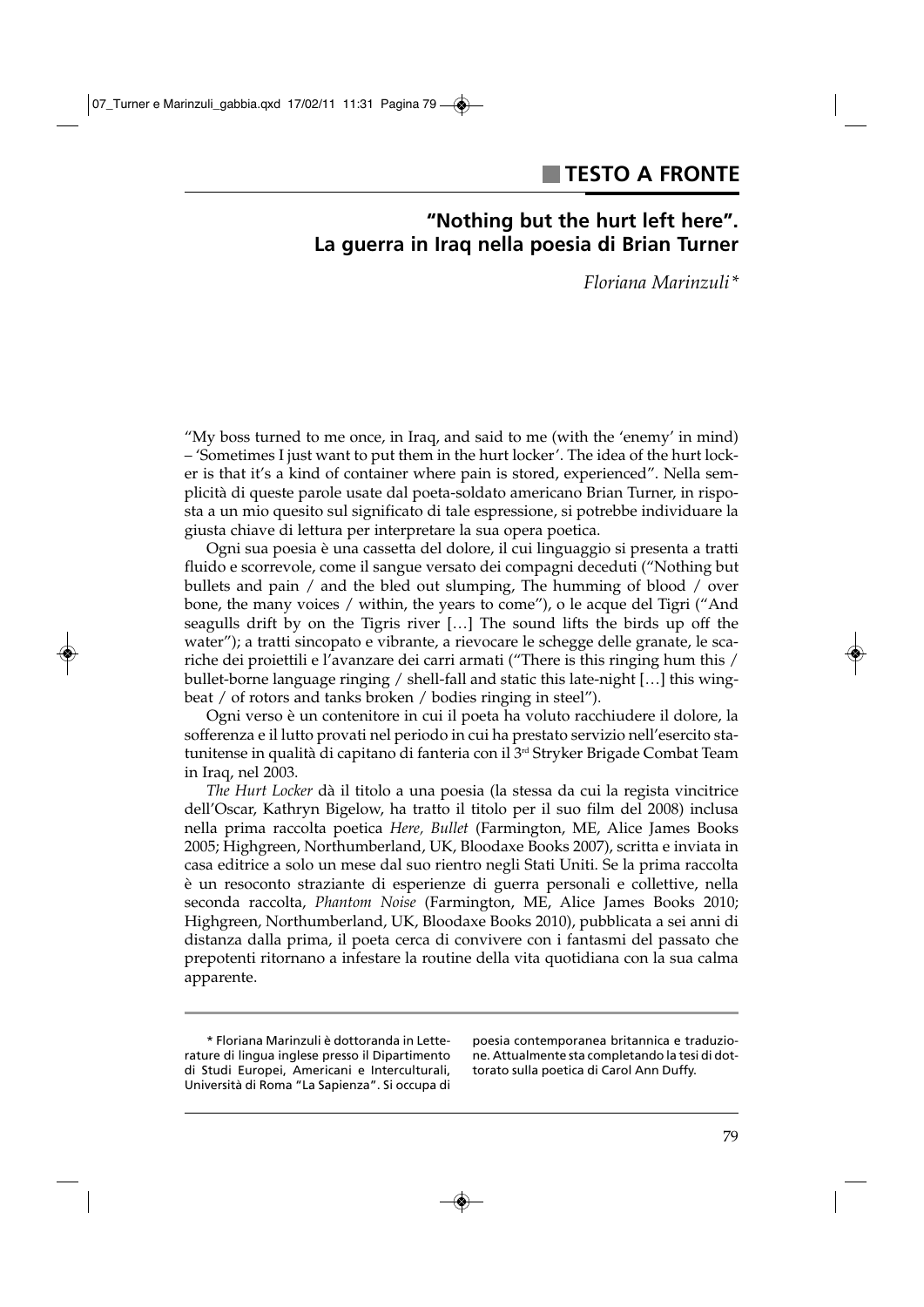## TESTO A FRONTE

# "Nothing but the hurt left here". La guerra in Iraq nella poesia di Brian Turner

*Floriana Marinzuli**

"My boss turned to me once, in Iraq, and said to me (with the 'enemy' in mind) – 'Sometimes I just want to put them in the hurt locker'. The idea of the hurt locker is that it's a kind of container where pain is stored, experienced". Nella semplicità di queste parole usate dal poeta-soldato americano Brian Turner, in risposta a un mio quesito sul significato di tale espressione, si potrebbe individuare la giusta chiave di lettura per interpretare la sua opera poetica.

Ogni sua poesia è una cassetta del dolore, il cui linguaggio si presenta a tratti fluido e scorrevole, come il sangue versato dei compagni deceduti ("Nothing but bullets and pain / and the bled out slumping, The humming of blood / over bone, the many voices / within, the years to come"), o le acque del Tigri ("And seagulls drift by on the Tigris river […] The sound lifts the birds up off the water"); a tratti sincopato e vibrante, a rievocare le schegge delle granate, le scariche dei proiettili e l'avanzare dei carri armati ("There is this ringing hum this / bullet-borne language ringing / shell-fall and static this late-night […] this wingbeat / of rotors and tanks broken / bodies ringing in steel").

Ogni verso è un contenitore in cui il poeta ha voluto racchiudere il dolore, la sofferenza e il lutto provati nel periodo in cui ha prestato servizio nell'esercito statunitense in qualità di capitano di fanteria con il 3rd Stryker Brigade Combat Team in Iraq, nel 2003.

*The Hurt Locker* dà il titolo a una poesia (la stessa da cui la regista vincitrice dell'Oscar, Kathryn Bigelow, ha tratto il titolo per il suo film del 2008) inclusa nella prima raccolta poetica *Here, Bullet* (Farmington, ME, Alice James Books 2005; Highgreen, Northumberland, UK, Bloodaxe Books 2007), scritta e inviata in casa editrice a solo un mese dal suo rientro negli Stati Uniti. Se la prima raccolta è un resoconto straziante di esperienze di guerra personali e collettive, nella seconda raccolta, *Phantom Noise* (Farmington, ME, Alice James Books 2010; Highgreen, Northumberland, UK, Bloodaxe Books 2010), pubblicata a sei anni di distanza dalla prima, il poeta cerca di convivere con i fantasmi del passato che prepotenti ritornano a infestare la routine della vita quotidiana con la sua calma apparente.

---

\* Floriana Marinzuli è dottoranda in Letterature di lingua inglese presso il Dipartimento di Studi Europei, Americani e Interculturali, Università di Roma "La Sapienza". Si occupa di poesia contemporanea britannica e traduzione. Attualmente sta completando la tesi di dottorato sulla poetica di Carol Ann Duffy.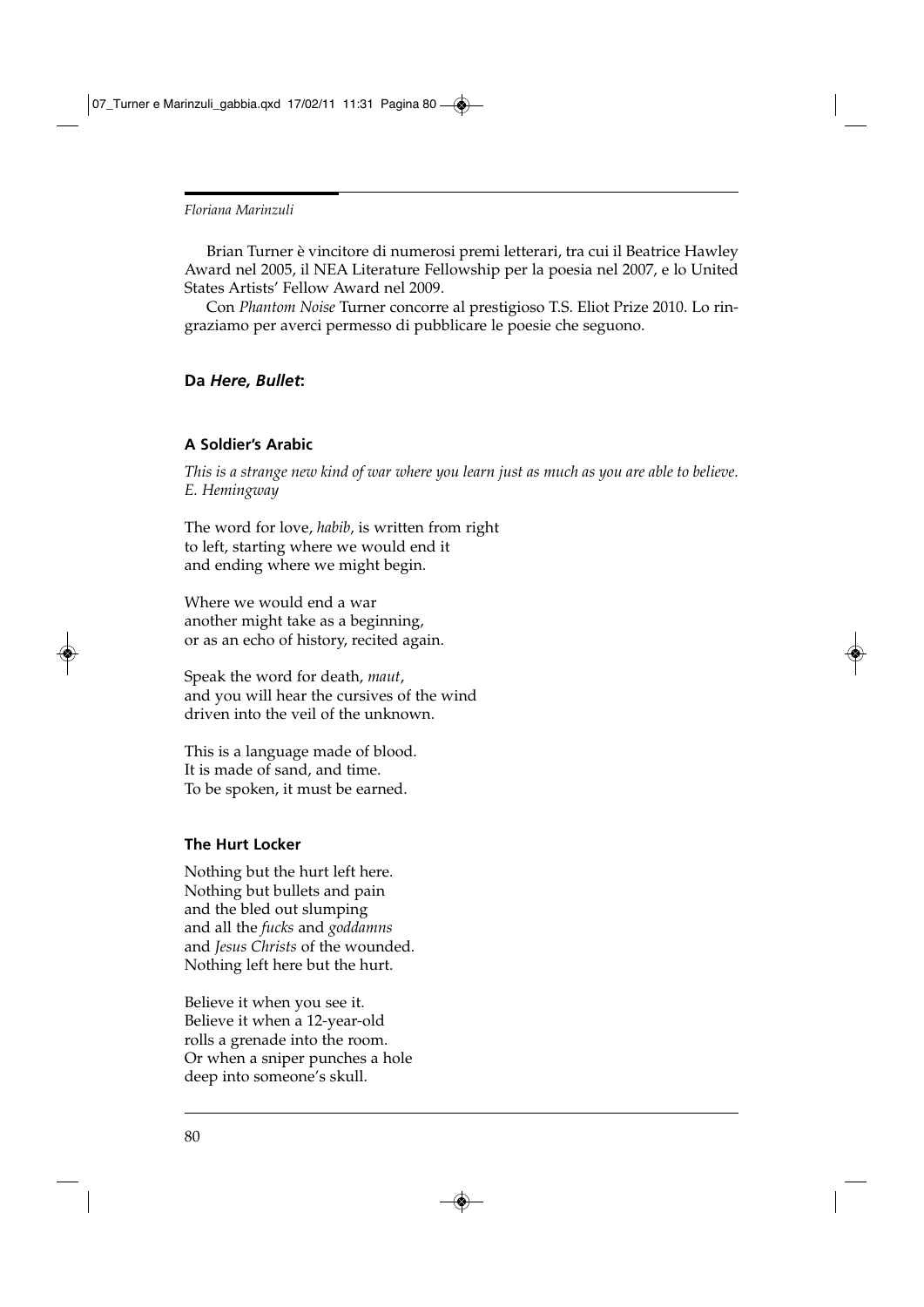Brian Turner è vincitore di numerosi premi letterari, tra cui il Beatrice Hawley Award nel 2005, il NEA Literature Fellowship per la poesia nel 2007, e lo United States Artists' Fellow Award nel 2009.

Con *Phantom Noise* Turner concorre al prestigioso T.S. Eliot Prize 2010. Lo ringraziamo per averci permesso di pubblicare le poesie che seguono.

## Da *Here, Bullet*:

### A Soldier's Arabic

*This is a strange new kind of war where you learn just as much as you are able to believe.*
*E. Hemingway*

The word for love, *habib*, is written from right
to left, starting where we would end it
and ending where we might begin.

Where we would end a war
another might take as a beginning,
or as an echo of history, recited again.

Speak the word for death, *maut*,
and you will hear the cursives of the wind
driven into the veil of the unknown.

This is a language made of blood.
It is made of sand, and time.
To be spoken, it must be earned.

### The Hurt Locker

Nothing but the hurt left here.
Nothing but bullets and pain
and the bled out slumping
and all the *fucks* and *goddamns*
and *Jesus Christs* of the wounded.
Nothing left here but the hurt.

Believe it when you see it.
Believe it when a 12-year-old
rolls a grenade into the room.
Or when a sniper punches a hole
deep into someone's skull.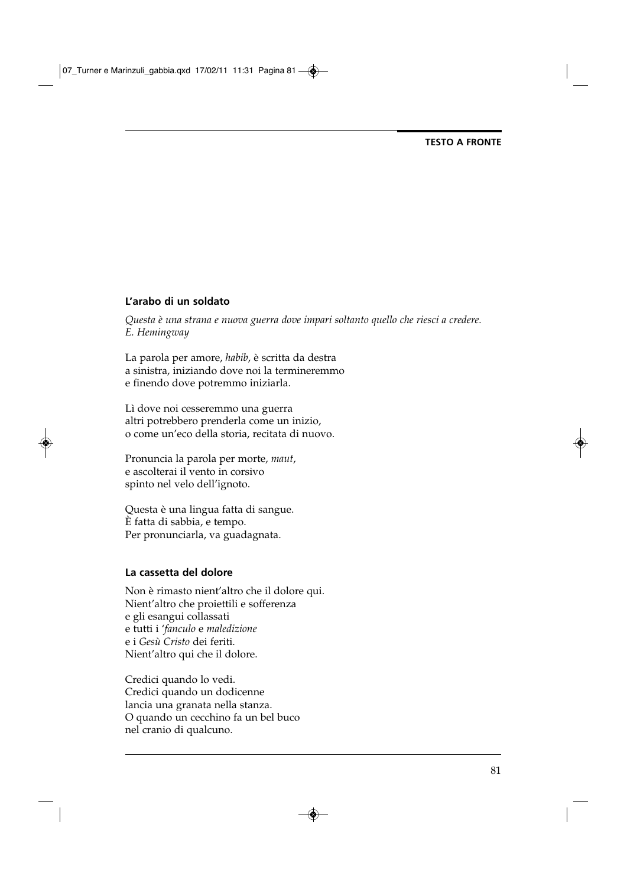**TESTO A FRONTE**

## L'arabo di un soldato

*Questa è una strana e nuova guerra dove impari soltanto quello che riesci a credere.*
*E. Hemingway*

La parola per amore, *habib*, è scritta da destra
a sinistra, iniziando dove noi la termineremmo
e finendo dove potremmo iniziarla.

Lì dove noi cesseremmo una guerra
altri potrebbero prenderla come un inizio,
o come un'eco della storia, recitata di nuovo.

Pronuncia la parola per morte, *maut*,
e ascolterai il vento in corsivo
spinto nel velo dell'ignoto.

Questa è una lingua fatta di sangue.
È fatta di sabbia, e tempo.
Per pronunciarla, va guadagnata.

## La cassetta del dolore

Non è rimasto nient'altro che il dolore qui.
Nient'altro che proiettili e sofferenza
e gli esangui collassati
e tutti i '*fanculo* e *maledizione*
e i *Gesù Cristo* dei feriti.
Nient'altro qui che il dolore.

Credici quando lo vedi.
Credici quando un dodicenne
lancia una granata nella stanza.
O quando un cecchino fa un bel buco
nel cranio di qualcuno.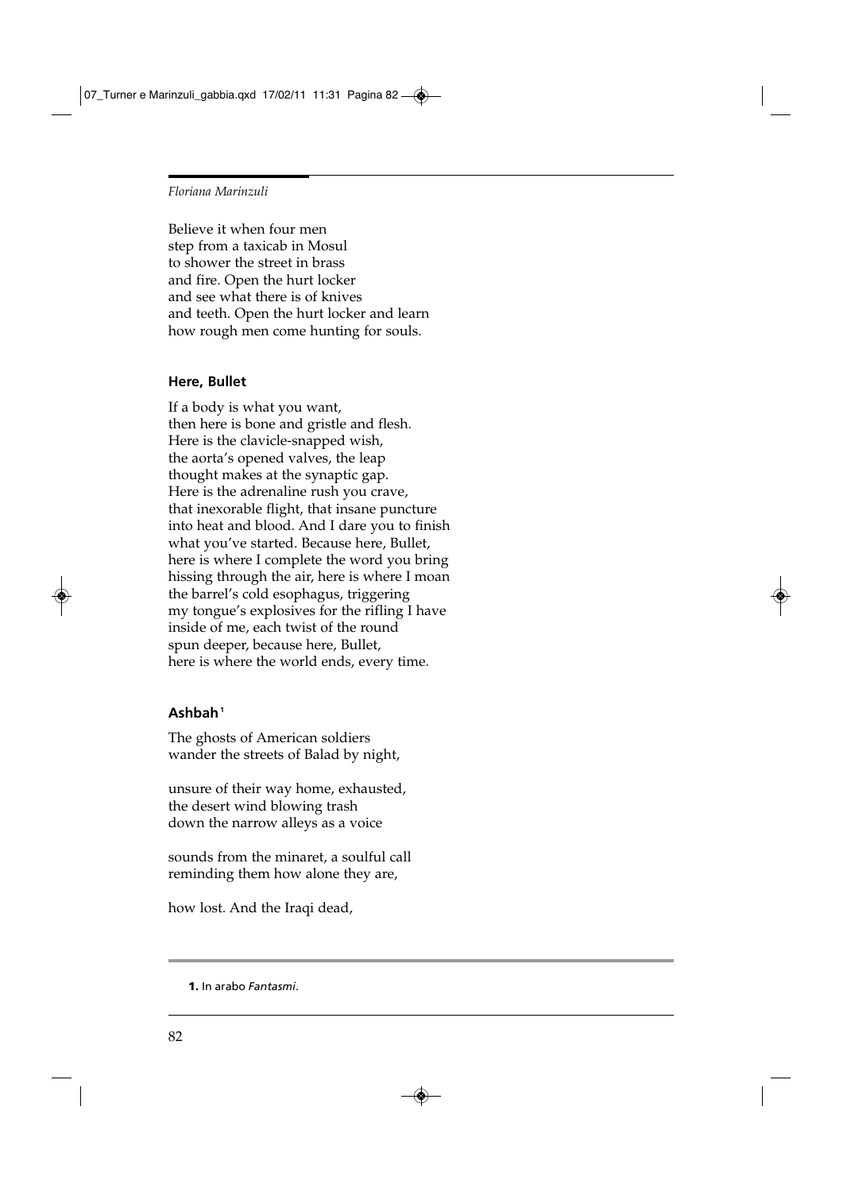Believe it when four men
step from a taxicab in Mosul
to shower the street in brass
and fire. Open the hurt locker
and see what there is of knives
and teeth. Open the hurt locker and learn
how rough men come hunting for souls.

### Here, Bullet

If a body is what you want,
then here is bone and gristle and flesh.
Here is the clavicle-snapped wish,
the aorta's opened valves, the leap
thought makes at the synaptic gap.
Here is the adrenaline rush you crave,
that inexorable flight, that insane puncture
into heat and blood. And I dare you to finish
what you've started. Because here, Bullet,
here is where I complete the word you bring
hissing through the air, here is where I moan
the barrel's cold esophagus, triggering
my tongue's explosives for the rifling I have
inside of me, each twist of the round
spun deeper, because here, Bullet,
here is where the world ends, every time.

### Ashbah[1]

The ghosts of American soldiers
wander the streets of Balad by night,

unsure of their way home, exhausted,
the desert wind blowing trash
down the narrow alleys as a voice

sounds from the minaret, a soulful call
reminding them how alone they are,

how lost. And the Iraqi dead,

---

**1.** In arabo *Fantasmi*.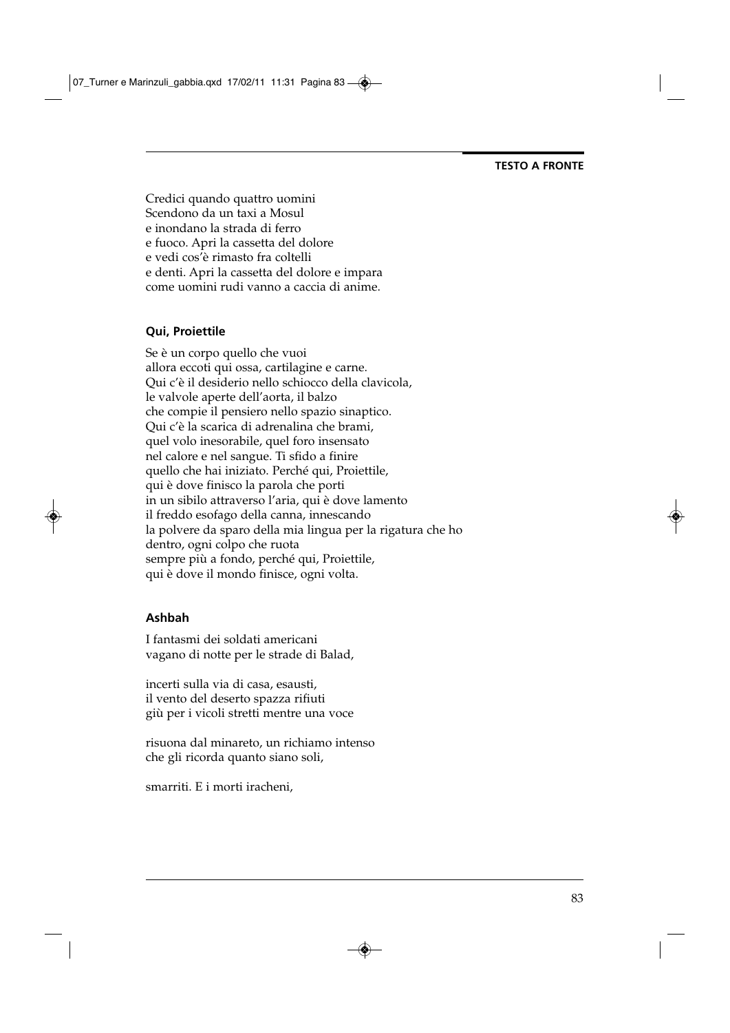Credici quando quattro uomini
Scendono da un taxi a Mosul
e inondano la strada di ferro
e fuoco. Apri la cassetta del dolore
e vedi cos'è rimasto fra coltelli
e denti. Apri la cassetta del dolore e impara
come uomini rudi vanno a caccia di anime.

### Qui, Proiettile

Se è un corpo quello che vuoi
allora eccoti qui ossa, cartilagine e carne.
Qui c'è il desiderio nello schiocco della clavicola,
le valvole aperte dell'aorta, il balzo
che compie il pensiero nello spazio sinaptico.
Qui c'è la scarica di adrenalina che brami,
quel volo inesorabile, quel foro insensato
nel calore e nel sangue. Ti sfido a finire
quello che hai iniziato. Perché qui, Proiettile,
qui è dove finisco la parola che porti
in un sibilo attraverso l'aria, qui è dove lamento
il freddo esofago della canna, innescando
la polvere da sparo della mia lingua per la rigatura che ho
dentro, ogni colpo che ruota
sempre più a fondo, perché qui, Proiettile,
qui è dove il mondo finisce, ogni volta.

### Ashbah

I fantasmi dei soldati americani
vagano di notte per le strade di Balad,

incerti sulla via di casa, esausti,
il vento del deserto spazza rifiuti
giù per i vicoli stretti mentre una voce

risuona dal minareto, un richiamo intenso
che gli ricorda quanto siano soli,

smarriti. E i morti iracheni,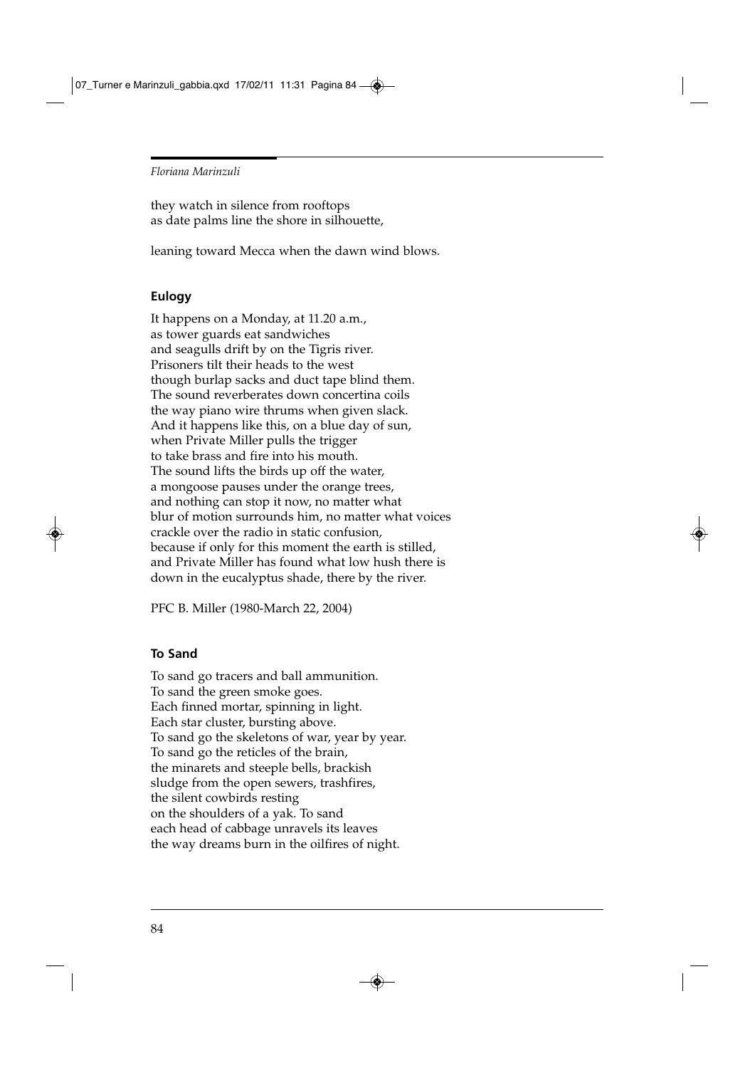they watch in silence from rooftops  
as date palms line the shore in silhouette,

leaning toward Mecca when the dawn wind blows.

### Eulogy

It happens on a Monday, at 11.20 a.m.,  
as tower guards eat sandwiches  
and seagulls drift by on the Tigris river.  
Prisoners tilt their heads to the west  
though burlap sacks and duct tape blind them.  
The sound reverberates down concertina coils  
the way piano wire thrums when given slack.  
And it happens like this, on a blue day of sun,  
when Private Miller pulls the trigger  
to take brass and fire into his mouth.  
The sound lifts the birds up off the water,  
a mongoose pauses under the orange trees,  
and nothing can stop it now, no matter what  
blur of motion surrounds him, no matter what voices  
crackle over the radio in static confusion,  
because if only for this moment the earth is stilled,  
and Private Miller has found what low hush there is  
down in the eucalyptus shade, there by the river.

PFC B. Miller (1980-March 22, 2004)

### To Sand

To sand go tracers and ball ammunition.  
To sand the green smoke goes.  
Each finned mortar, spinning in light.  
Each star cluster, bursting above.  
To sand go the skeletons of war, year by year.  
To sand go the reticles of the brain,  
the minarets and steeple bells, brackish  
sludge from the open sewers, trashfires,  
the silent cowbirds resting  
on the shoulders of a yak. To sand  
each head of cabbage unravels its leaves  
the way dreams burn in the oilfires of night.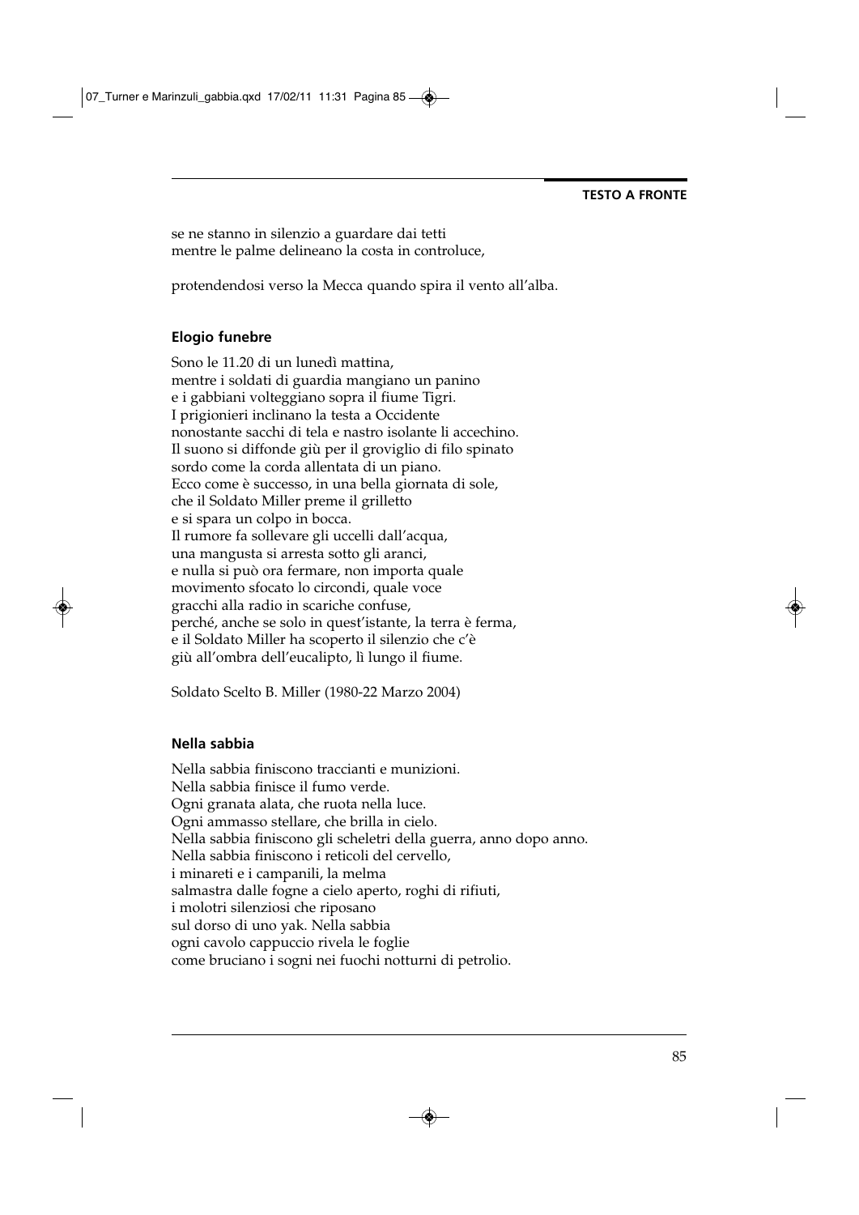se ne stanno in silenzio a guardare dai tetti
mentre le palme delineano la costa in controluce,

protendendosi verso la Mecca quando spira il vento all'alba.

### Elogio funebre

Sono le 11.20 di un lunedì mattina,
mentre i soldati di guardia mangiano un panino
e i gabbiani volteggiano sopra il fiume Tigri.
I prigionieri inclinano la testa a Occidente
nonostante sacchi di tela e nastro isolante li accechino.
Il suono si diffonde giù per il groviglio di filo spinato
sordo come la corda allentata di un piano.
Ecco come è successo, in una bella giornata di sole,
che il Soldato Miller preme il grilletto
e si spara un colpo in bocca.
Il rumore fa sollevare gli uccelli dall'acqua,
una mangusta si arresta sotto gli aranci,
e nulla si può ora fermare, non importa quale
movimento sfocato lo circondi, quale voce
gracchi alla radio in scariche confuse,
perché, anche se solo in quest'istante, la terra è ferma,
e il Soldato Miller ha scoperto il silenzio che c'è
giù all'ombra dell'eucalipto, lì lungo il fiume.

Soldato Scelto B. Miller (1980-22 Marzo 2004)

### Nella sabbia

Nella sabbia finiscono traccianti e munizioni.
Nella sabbia finisce il fumo verde.
Ogni granata alata, che ruota nella luce.
Ogni ammasso stellare, che brilla in cielo.
Nella sabbia finiscono gli scheletri della guerra, anno dopo anno.
Nella sabbia finiscono i reticoli del cervello,
i minareti e i campanili, la melma
salmastra dalle fogne a cielo aperto, roghi di rifiuti,
i molotri silenziosi che riposano
sul dorso di uno yak. Nella sabbia
ogni cavolo cappuccio rivela le foglie
come bruciano i sogni nei fuochi notturni di petrolio.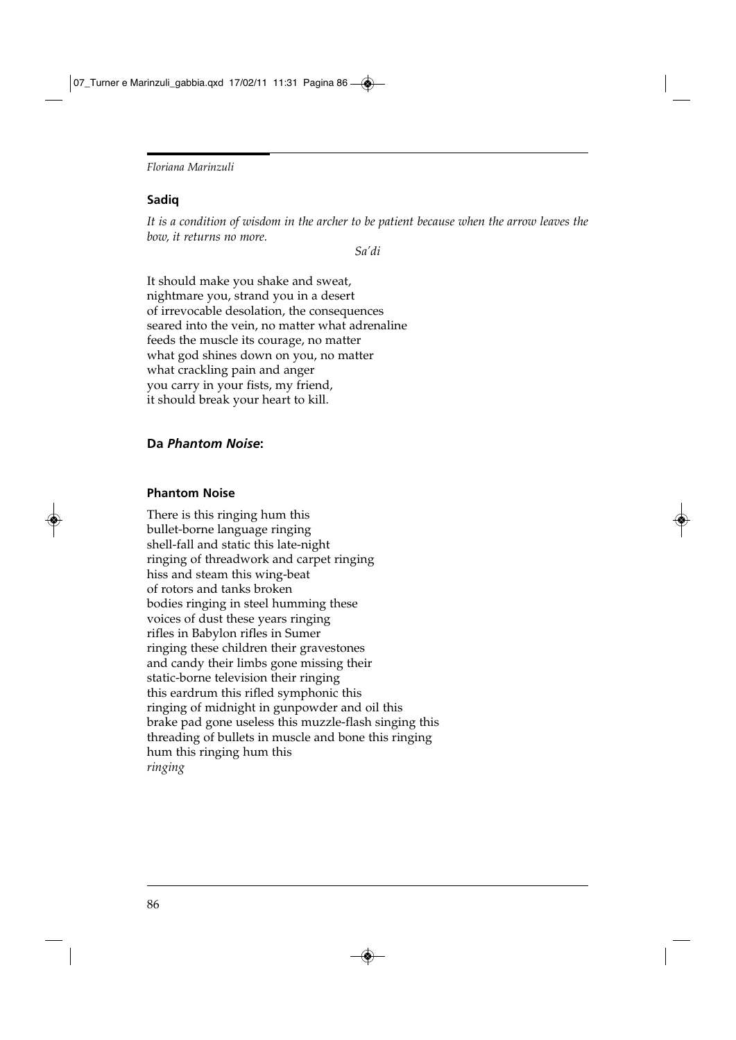*Floriana Marinzuli*

### Sadiq

*It is a condition of wisdom in the archer to be patient because when the arrow leaves the bow, it returns no more.*

*Sa'di*

It should make you shake and sweat,
nightmare you, strand you in a desert
of irrevocable desolation, the consequences
seared into the vein, no matter what adrenaline
feeds the muscle its courage, no matter
what god shines down on you, no matter
what crackling pain and anger
you carry in your fists, my friend,
it should break your heart to kill.

## Da *Phantom Noise*:

### Phantom Noise

There is this ringing hum this
bullet-borne language ringing
shell-fall and static this late-night
ringing of threadwork and carpet ringing
hiss and steam this wing-beat
of rotors and tanks broken
bodies ringing in steel humming these
voices of dust these years ringing
rifles in Babylon rifles in Sumer
ringing these children their gravestones
and candy their limbs gone missing their
static-borne television their ringing
this eardrum this rifled symphonic this
ringing of midnight in gunpowder and oil this
brake pad gone useless this muzzle-flash singing this
threading of bullets in muscle and bone this ringing
hum this ringing hum this
*ringing*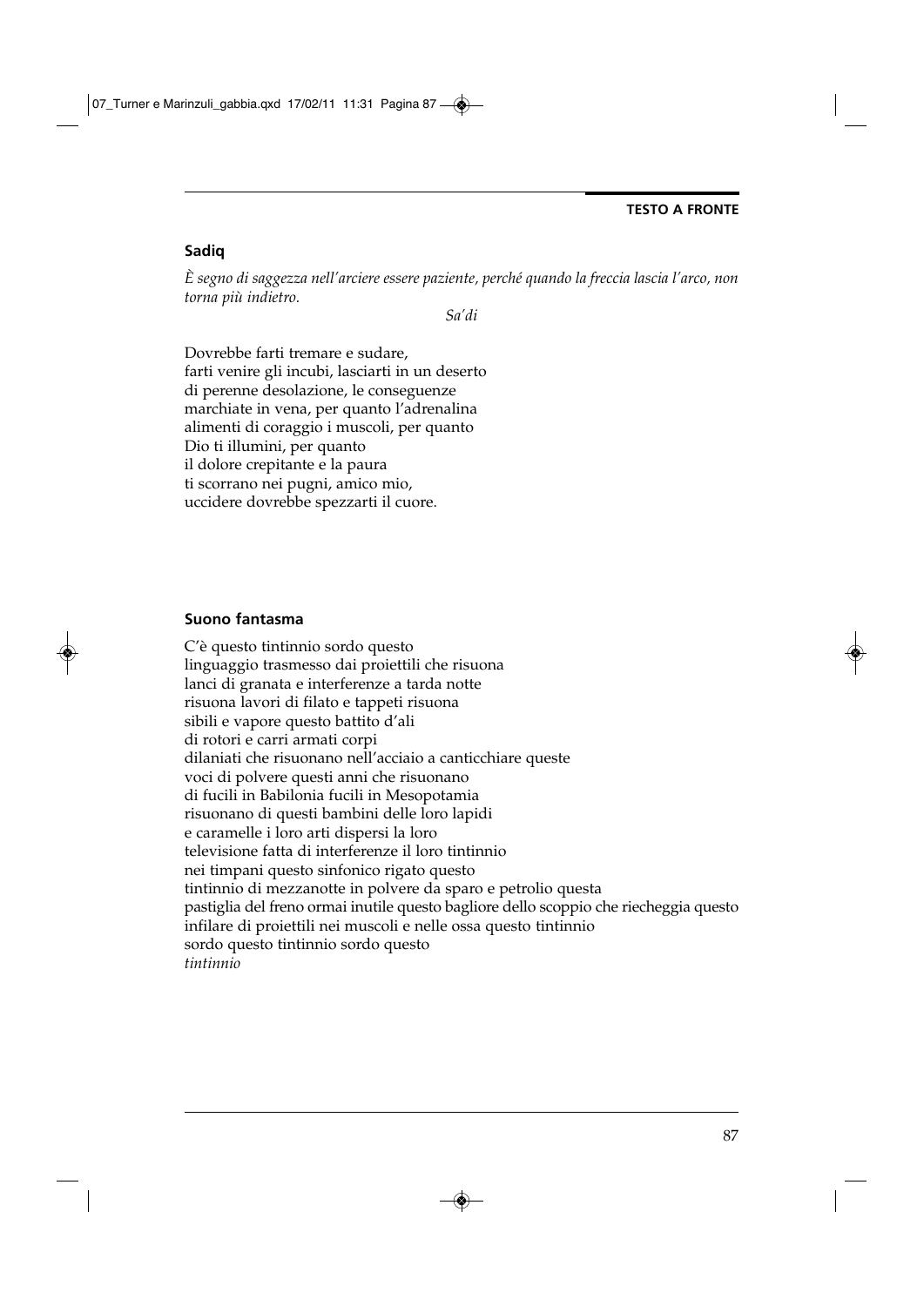## Sadiq

*È segno di saggezza nell'arciere essere paziente, perché quando la freccia lascia l'arco, non torna più indietro.*

*Sa'di*

Dovrebbe farti tremare e sudare,  
farti venire gli incubi, lasciarti in un deserto  
di perenne desolazione, le conseguenze  
marchiate in vena, per quanto l'adrenalina  
alimenti di coraggio i muscoli, per quanto  
Dio ti illumini, per quanto  
il dolore crepitante e la paura  
ti scorrano nei pugni, amico mio,  
uccidere dovrebbe spezzarti il cuore.

## Suono fantasma

C'è questo tintinnio sordo questo  
linguaggio trasmesso dai proiettili che risuona  
lanci di granata e interferenze a tarda notte  
risuona lavori di filato e tappeti risuona  
sibili e vapore questo battito d'ali  
di rotori e carri armati corpi  
dilaniati che risuonano nell'acciaio a canticchiare queste  
voci di polvere questi anni che risuonano  
di fucili in Babilonia fucili in Mesopotamia  
risuonano di questi bambini delle loro lapidi  
e caramelle i loro arti dispersi la loro  
televisione fatta di interferenze il loro tintinnio  
nei timpani questo sinfonico rigato questo  
tintinnio di mezzanotte in polvere da sparo e petrolio questa  
pastiglia del freno ormai inutile questo bagliore dello scoppio che riecheggia questo  
infilare di proiettili nei muscoli e nelle ossa questo tintinnio  
sordo questo tintinnio sordo questo  
*tintinnio*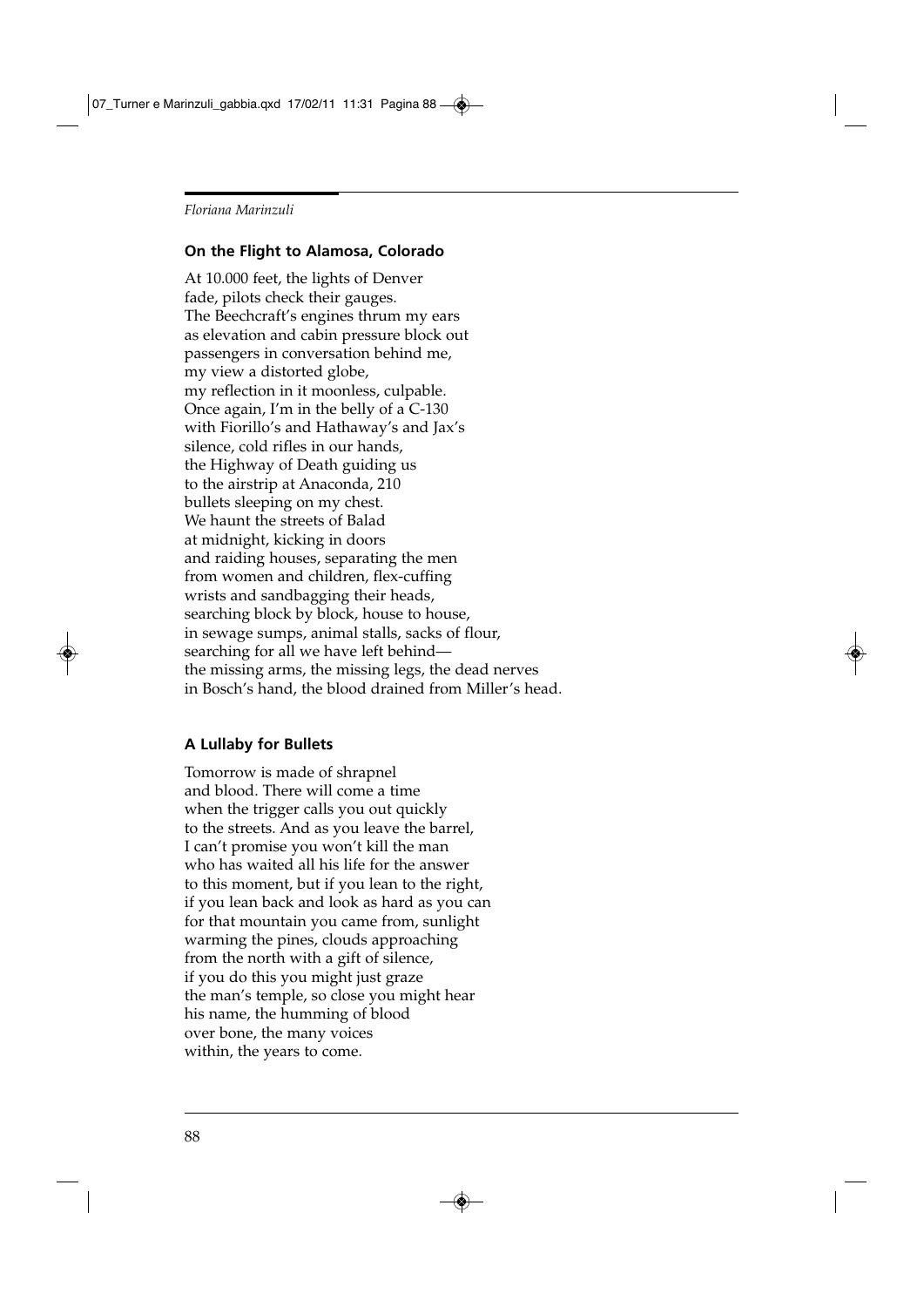### On the Flight to Alamosa, Colorado

At 10.000 feet, the lights of Denver  
fade, pilots check their gauges.  
The Beechcraft's engines thrum my ears  
as elevation and cabin pressure block out  
passengers in conversation behind me,  
my view a distorted globe,  
my reflection in it moonless, culpable.  
Once again, I'm in the belly of a C-130  
with Fiorillo's and Hathaway's and Jax's  
silence, cold rifles in our hands,  
the Highway of Death guiding us  
to the airstrip at Anaconda, 210  
bullets sleeping on my chest.  
We haunt the streets of Balad  
at midnight, kicking in doors  
and raiding houses, separating the men  
from women and children, flex-cuffing  
wrists and sandbagging their heads,  
searching block by block, house to house,  
in sewage sumps, animal stalls, sacks of flour,  
searching for all we have left behind—  
the missing arms, the missing legs, the dead nerves  
in Bosch's hand, the blood drained from Miller's head.

### A Lullaby for Bullets

Tomorrow is made of shrapnel  
and blood. There will come a time  
when the trigger calls you out quickly  
to the streets. And as you leave the barrel,  
I can't promise you won't kill the man  
who has waited all his life for the answer  
to this moment, but if you lean to the right,  
if you lean back and look as hard as you can  
for that mountain you came from, sunlight  
warming the pines, clouds approaching  
from the north with a gift of silence,  
if you do this you might just graze  
the man's temple, so close you might hear  
his name, the humming of blood  
over bone, the many voices  
within, the years to come.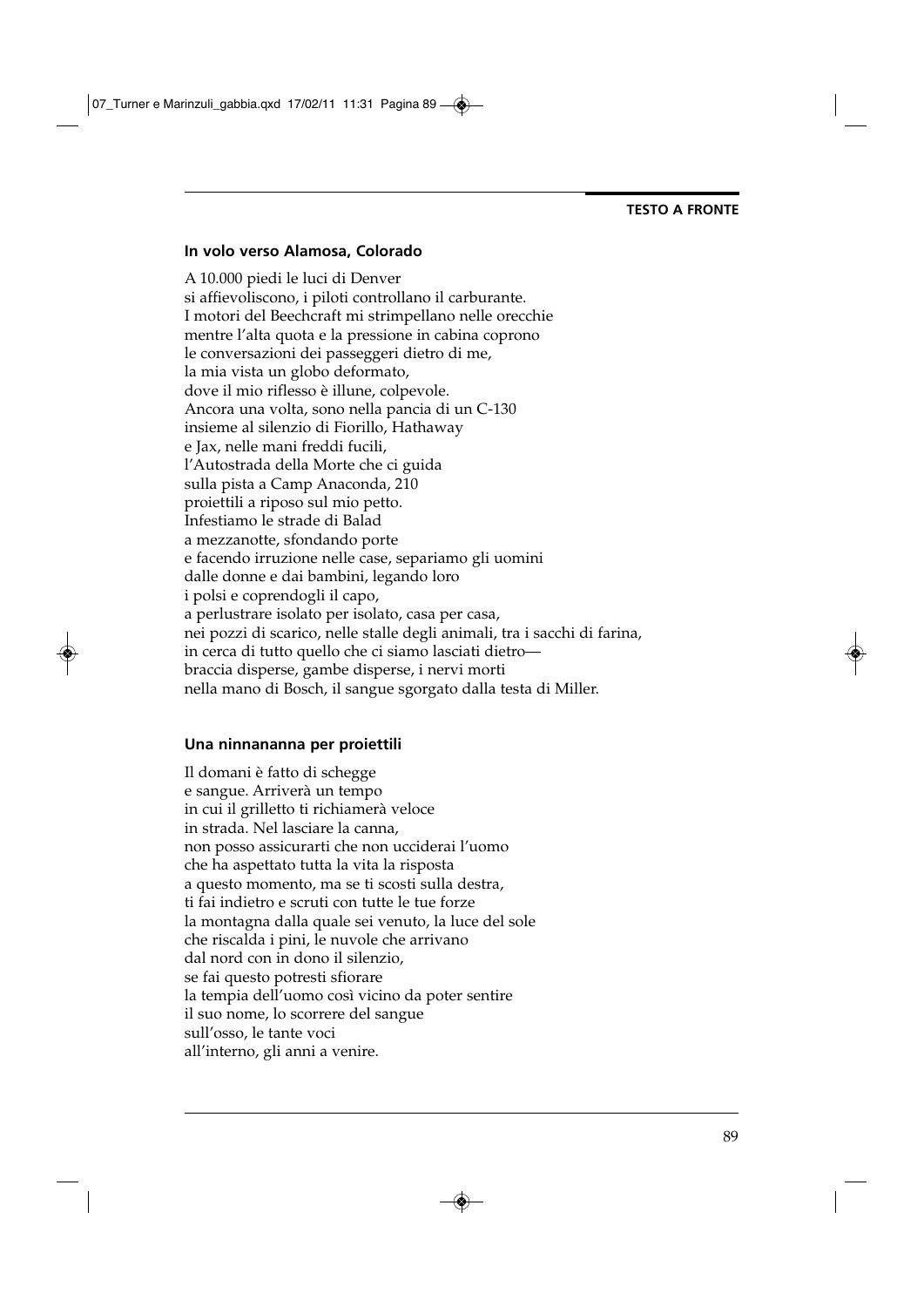## In volo verso Alamosa, Colorado

A 10.000 piedi le luci di Denver  
si affievoliscono, i piloti controllano il carburante.  
I motori del Beechcraft mi strimpellano nelle orecchie  
mentre l'alta quota e la pressione in cabina coprono  
le conversazioni dei passeggeri dietro di me,  
la mia vista un globo deformato,  
dove il mio riflesso è illune, colpevole.  
Ancora una volta, sono nella pancia di un C-130  
insieme al silenzio di Fiorillo, Hathaway  
e Jax, nelle mani freddi fucili,  
l'Autostrada della Morte che ci guida  
sulla pista a Camp Anaconda, 210  
proiettili a riposo sul mio petto.  
Infestiamo le strade di Balad  
a mezzanotte, sfondando porte  
e facendo irruzione nelle case, separiamo gli uomini  
dalle donne e dai bambini, legando loro  
i polsi e coprendogli il capo,  
a perlustrare isolato per isolato, casa per casa,  
nei pozzi di scarico, nelle stalle degli animali, tra i sacchi di farina,  
in cerca di tutto quello che ci siamo lasciati dietro—  
braccia disperse, gambe disperse, i nervi morti  
nella mano di Bosch, il sangue sgorgato dalla testa di Miller.

## Una ninnananna per proiettili

Il domani è fatto di schegge  
e sangue. Arriverà un tempo  
in cui il grilletto ti richiamerà veloce  
in strada. Nel lasciare la canna,  
non posso assicurarti che non ucciderai l'uomo  
che ha aspettato tutta la vita la risposta  
a questo momento, ma se ti scosti sulla destra,  
ti fai indietro e scruti con tutte le tue forze  
la montagna dalla quale sei venuto, la luce del sole  
che riscalda i pini, le nuvole che arrivano  
dal nord con in dono il silenzio,  
se fai questo potresti sfiorare  
la tempia dell'uomo così vicino da poter sentire  
il suo nome, lo scorrere del sangue  
sull'osso, le tante voci  
all'interno, gli anni a venire.